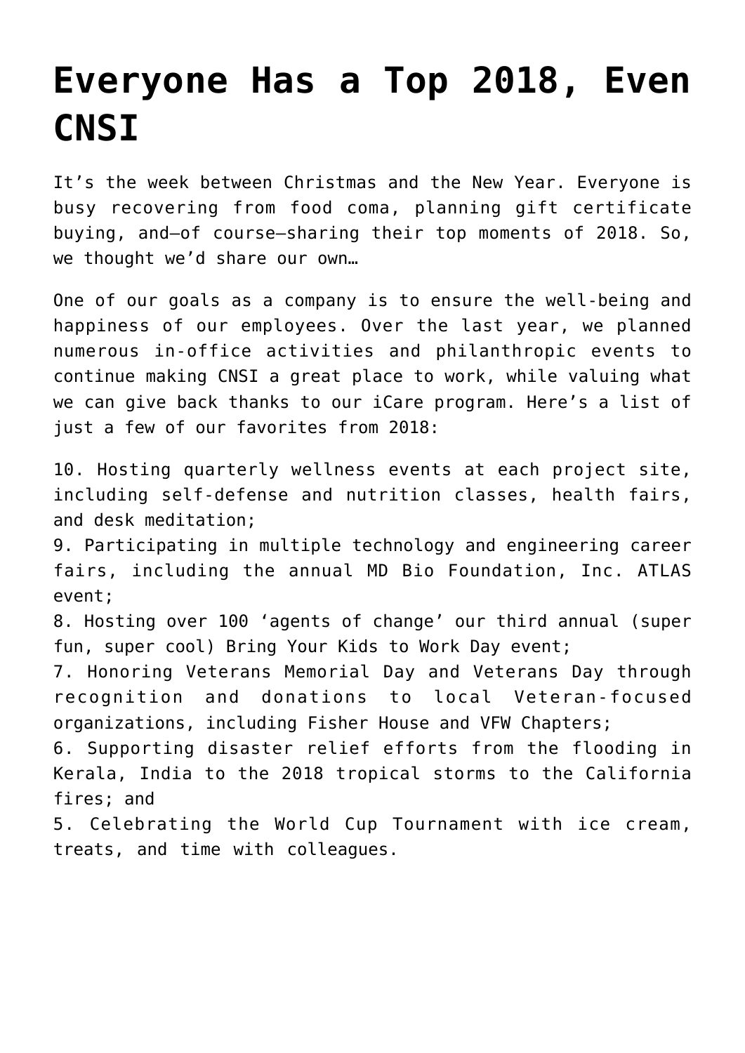# Everyone Has a Top 2018, Even CNSI

It's the week between Christmas and the New Year. Everyone is busy recovering from food coma, planning gift certificate buying, and—of course—sharing their top moments of 2018. So, we thought we'd share our own…

One of our goals as a company is to ensure the well-being and happiness of our employees. Over the last year, we planned numerous in-office activities and philanthropic events to continue making CNSI a great place to work, while valuing what we can give back thanks to our iCare program. Here's a list of just a few of our favorites from 2018:

10. Hosting quarterly wellness events at each project site, including self-defense and nutrition classes, health fairs, and desk meditation;
9. Participating in multiple technology and engineering career fairs, including the annual MD Bio Foundation, Inc. ATLAS event;
8. Hosting over 100 'agents of change' our third annual (super fun, super cool) Bring Your Kids to Work Day event;
7. Honoring Veterans Memorial Day and Veterans Day through recognition and donations to local Veteran-focused organizations, including Fisher House and VFW Chapters;
6. Supporting disaster relief efforts from the flooding in Kerala, India to the 2018 tropical storms to the California fires; and
5. Celebrating the World Cup Tournament with ice cream, treats, and time with colleagues.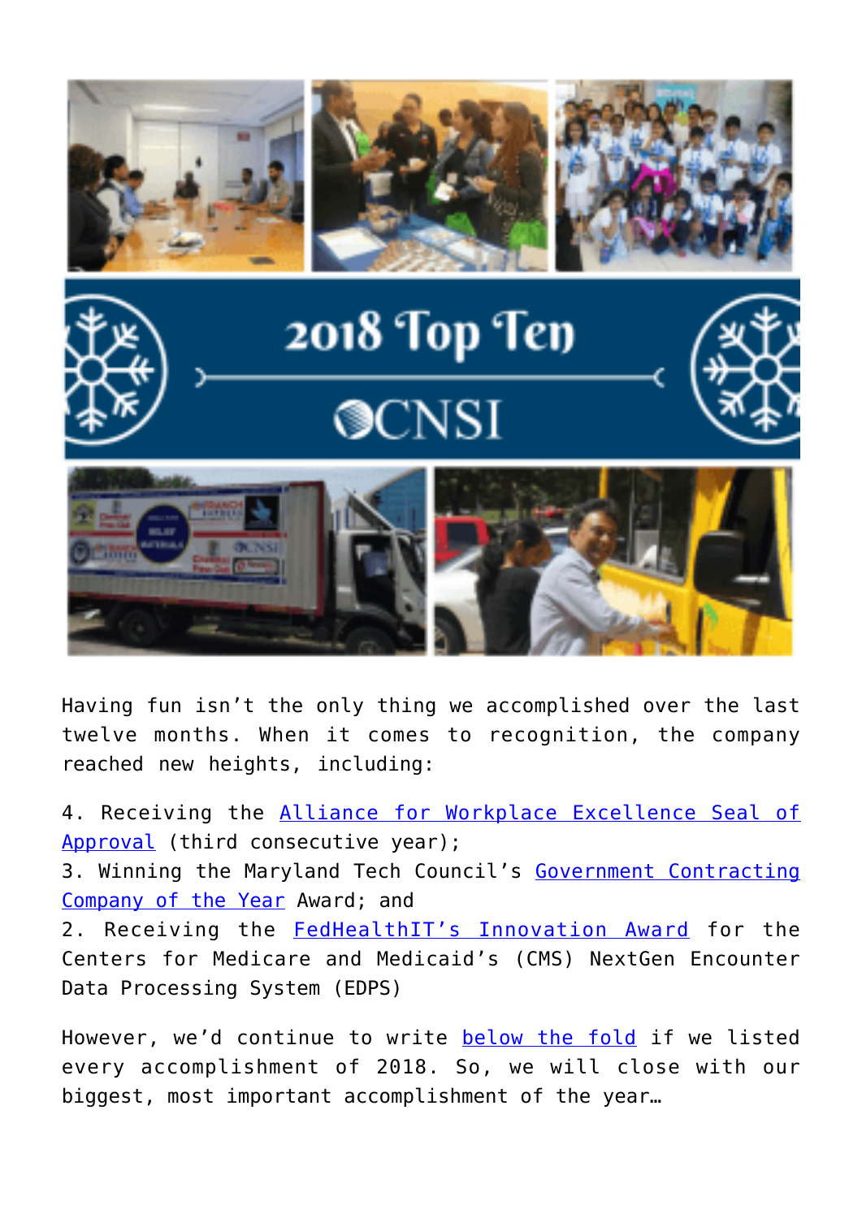Having fun isn't the only thing we accomplished over the last twelve months. When it comes to recognition, the company reached new heights, including:

4. Receiving the [Alliance for Workplace Excellence Seal of Approval]() (third consecutive year);
3. Winning the Maryland Tech Council's [Government Contracting Company of the Year]() Award; and
2. Receiving the [FedHealthIT's Innovation Award]() for the Centers for Medicare and Medicaid's (CMS) NextGen Encounter Data Processing System (EDPS)

However, we'd continue to write [below the fold]() if we listed every accomplishment of 2018. So, we will close with our biggest, most important accomplishment of the year…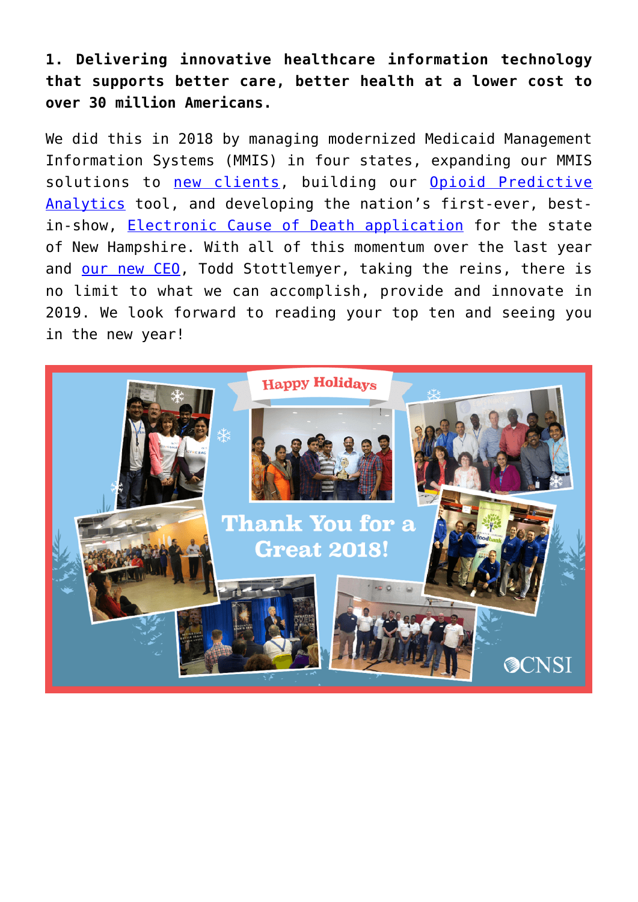**1. Delivering innovative healthcare information technology that supports better care, better health at a lower cost to over 30 million Americans.**

We did this in 2018 by managing modernized Medicaid Management Information Systems (MMIS) in four states, expanding our MMIS solutions to new clients, building our Opioid Predictive Analytics tool, and developing the nation's first-ever, best-in-show, Electronic Cause of Death application for the state of New Hampshire. With all of this momentum over the last year and our new CEO, Todd Stottlemyer, taking the reins, there is no limit to what we can accomplish, provide and innovate in 2019. We look forward to reading your top ten and seeing you in the new year!